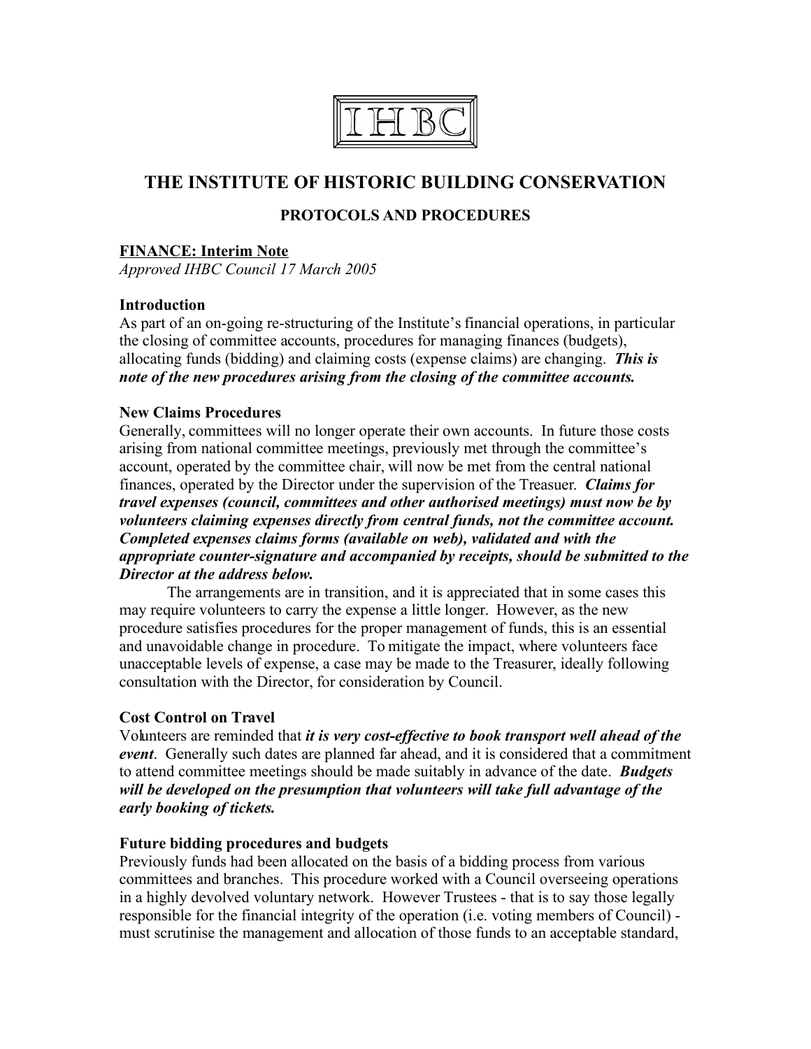IHBC

# THE INSTITUTE OF HISTORIC BUILDING CONSERVATION

## PROTOCOLS AND PROCEDURES

**FINANCE: Interim Note**

*Approved IHBC Council 17 March 2005*

### Introduction

As part of an on-going re-structuring of the Institute's financial operations, in particular the closing of committee accounts, procedures for managing finances (budgets), allocating funds (bidding) and claiming costs (expense claims) are changing. ***This is note of the new procedures arising from the closing of the committee accounts.***

### New Claims Procedures

Generally, committees will no longer operate their own accounts. In future those costs arising from national committee meetings, previously met through the committee's account, operated by the committee chair, will now be met from the central national finances, operated by the Director under the supervision of the Treasuer. ***Claims for travel expenses (council, committees and other authorised meetings) must now be by volunteers claiming expenses directly from central funds, not the committee account. Completed expenses claims forms (available on web), validated and with the appropriate counter-signature and accompanied by receipts, should be submitted to the Director at the address below.***

The arrangements are in transition, and it is appreciated that in some cases this may require volunteers to carry the expense a little longer. However, as the new procedure satisfies procedures for the proper management of funds, this is an essential and unavoidable change in procedure. To mitigate the impact, where volunteers face unacceptable levels of expense, a case may be made to the Treasurer, ideally following consultation with the Director, for consideration by Council.

### Cost Control on Travel

Volunteers are reminded that ***it is very cost-effective to book transport well ahead of the event***. Generally such dates are planned far ahead, and it is considered that a commitment to attend committee meetings should be made suitably in advance of the date. ***Budgets will be developed on the presumption that volunteers will take full advantage of the early booking of tickets.***

### Future bidding procedures and budgets

Previously funds had been allocated on the basis of a bidding process from various committees and branches. This procedure worked with a Council overseeing operations in a highly devolved voluntary network. However Trustees - that is to say those legally responsible for the financial integrity of the operation (i.e. voting members of Council) - must scrutinise the management and allocation of those funds to an acceptable standard,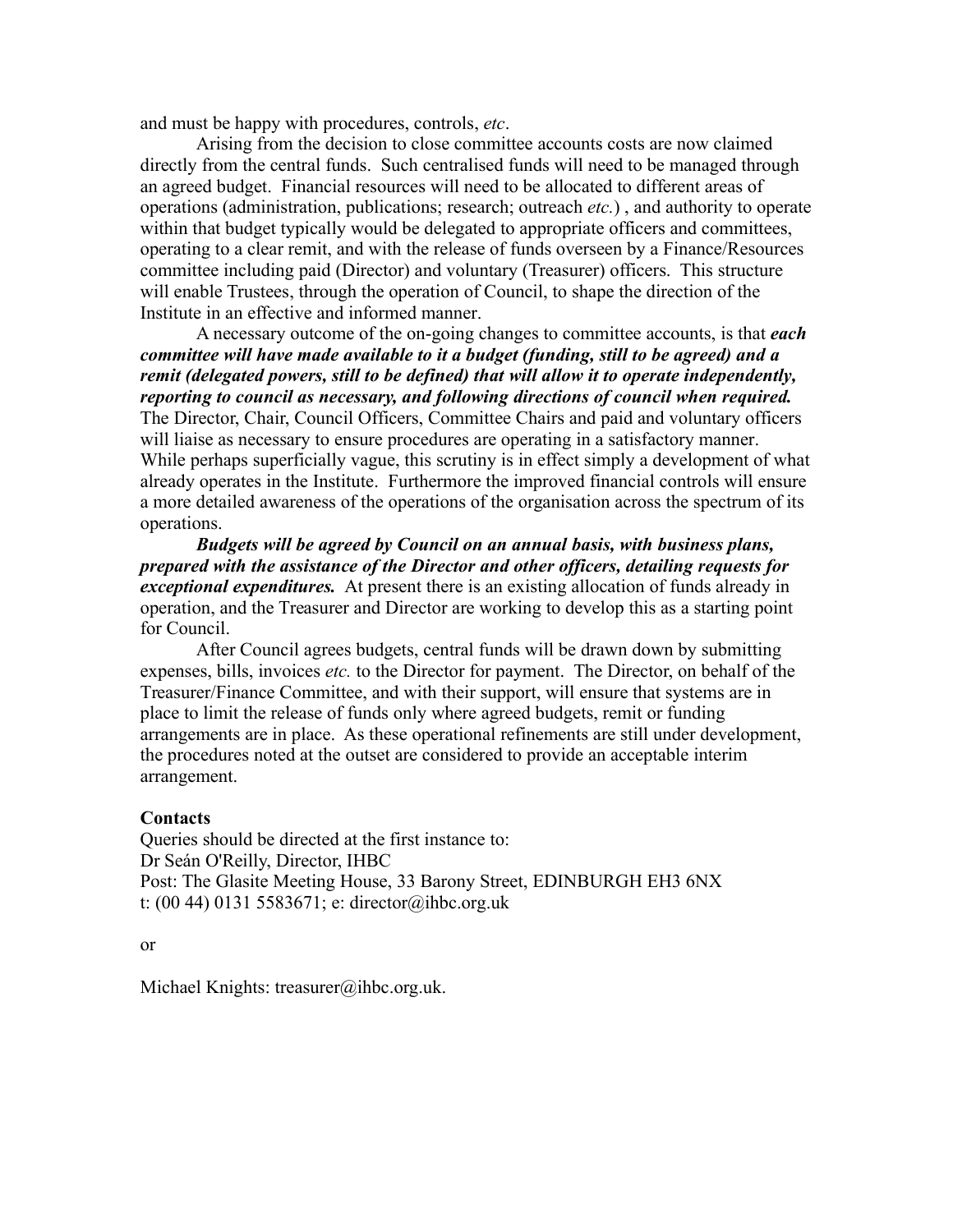and must be happy with procedures, controls, *etc*.

Arising from the decision to close committee accounts costs are now claimed directly from the central funds. Such centralised funds will need to be managed through an agreed budget. Financial resources will need to be allocated to different areas of operations (administration, publications; research; outreach *etc.*) , and authority to operate within that budget typically would be delegated to appropriate officers and committees, operating to a clear remit, and with the release of funds overseen by a Finance/Resources committee including paid (Director) and voluntary (Treasurer) officers. This structure will enable Trustees, through the operation of Council, to shape the direction of the Institute in an effective and informed manner.

A necessary outcome of the on-going changes to committee accounts, is that ***each committee will have made available to it a budget (funding, still to be agreed) and a remit (delegated powers, still to be defined) that will allow it to operate independently, reporting to council as necessary, and following directions of council when required.*** The Director, Chair, Council Officers, Committee Chairs and paid and voluntary officers will liaise as necessary to ensure procedures are operating in a satisfactory manner. While perhaps superficially vague, this scrutiny is in effect simply a development of what already operates in the Institute. Furthermore the improved financial controls will ensure a more detailed awareness of the operations of the organisation across the spectrum of its operations.

***Budgets will be agreed by Council on an annual basis, with business plans, prepared with the assistance of the Director and other officers, detailing requests for exceptional expenditures.*** At present there is an existing allocation of funds already in operation, and the Treasurer and Director are working to develop this as a starting point for Council.

After Council agrees budgets, central funds will be drawn down by submitting expenses, bills, invoices *etc.* to the Director for payment. The Director, on behalf of the Treasurer/Finance Committee, and with their support, will ensure that systems are in place to limit the release of funds only where agreed budgets, remit or funding arrangements are in place. As these operational refinements are still under development, the procedures noted at the outset are considered to provide an acceptable interim arrangement.

**Contacts**

Queries should be directed at the first instance to:
Dr Seán O'Reilly, Director, IHBC
Post: The Glasite Meeting House, 33 Barony Street, EDINBURGH EH3 6NX
t: (00 44) 0131 5583671; e: director@ihbc.org.uk

or

Michael Knights: treasurer@ihbc.org.uk.